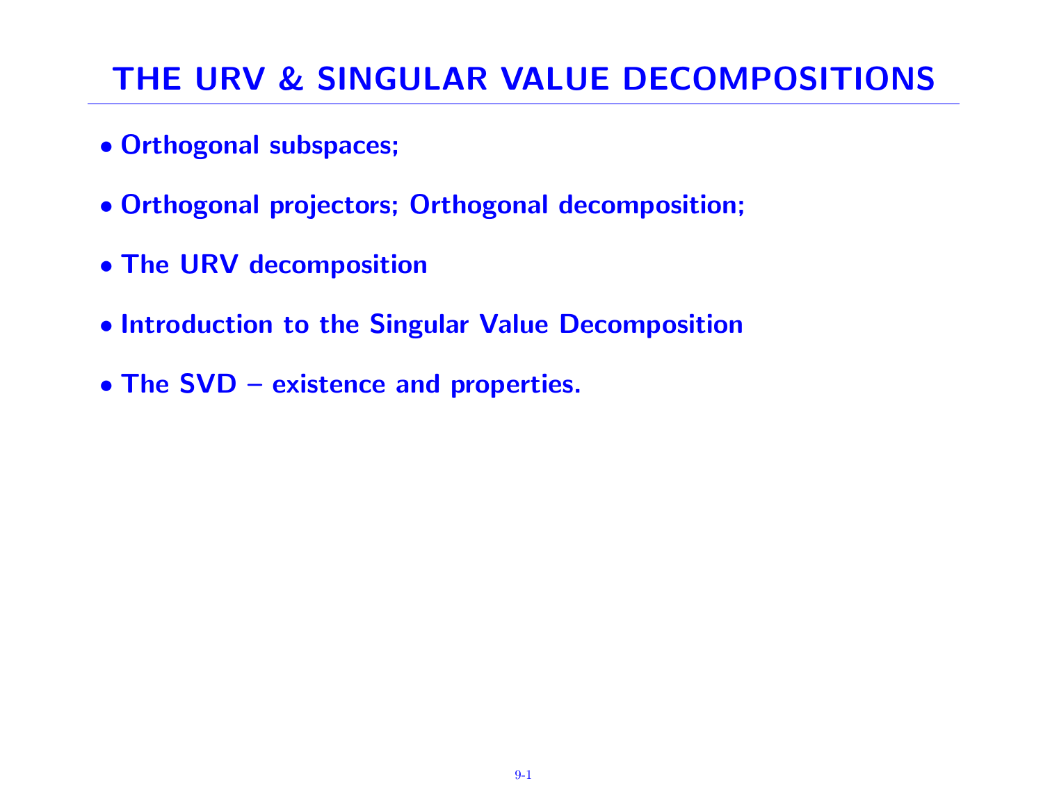# THE URV & SINGULAR VALUE DECOMPOSITIONS

- **Orthogonal subspaces;**
- **Orthogonal projectors; Orthogonal decomposition;**
- **The URV decomposition**
- **Introduction to the Singular Value Decomposition**
- **The SVD – existence and properties.**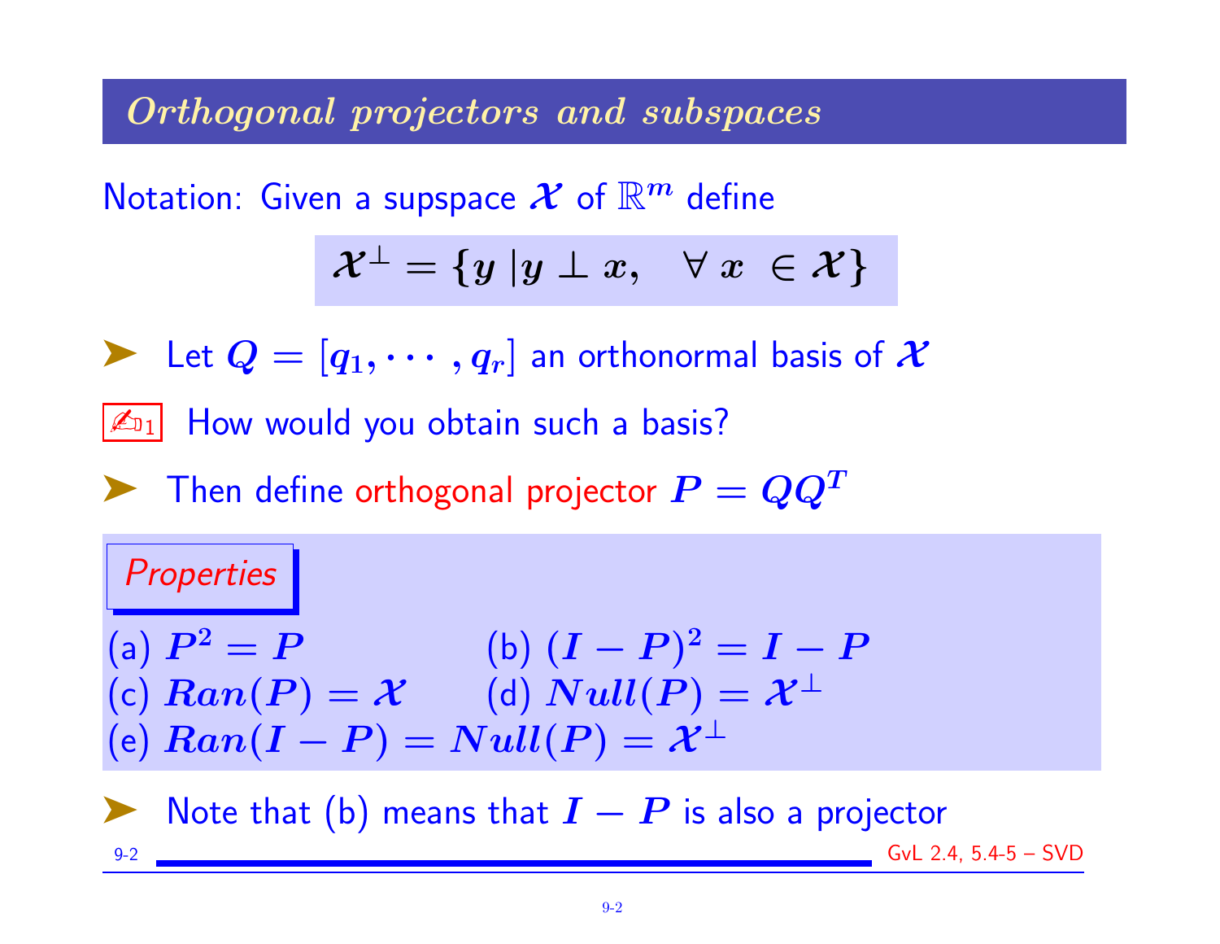## Orthogonal projectors and subspaces

Notation: Given a supspace $\mathcal{X}$ of $\mathbb{R}^m$ define

$$\mathcal{X}^\perp = \{y \,|y \perp x, \quad \forall \, x \, \in \mathcal{X}\}$$

- Let $Q = [q_1, \cdots, q_r]$ an orthonormal basis of $\mathcal{X}$

✍1 How would you obtain such a basis?

- Then define orthogonal projector $P = QQ^T$

*Properties*

(a) $P^2 = P$ (b) $(I - P)^2 = I - P$
(c) $Ran(P) = \mathcal{X}$ (d) $Null(P) = \mathcal{X}^\perp$
(e) $Ran(I - P) = Null(P) = \mathcal{X}^\perp$

- Note that (b) means that $I - P$ is also a projector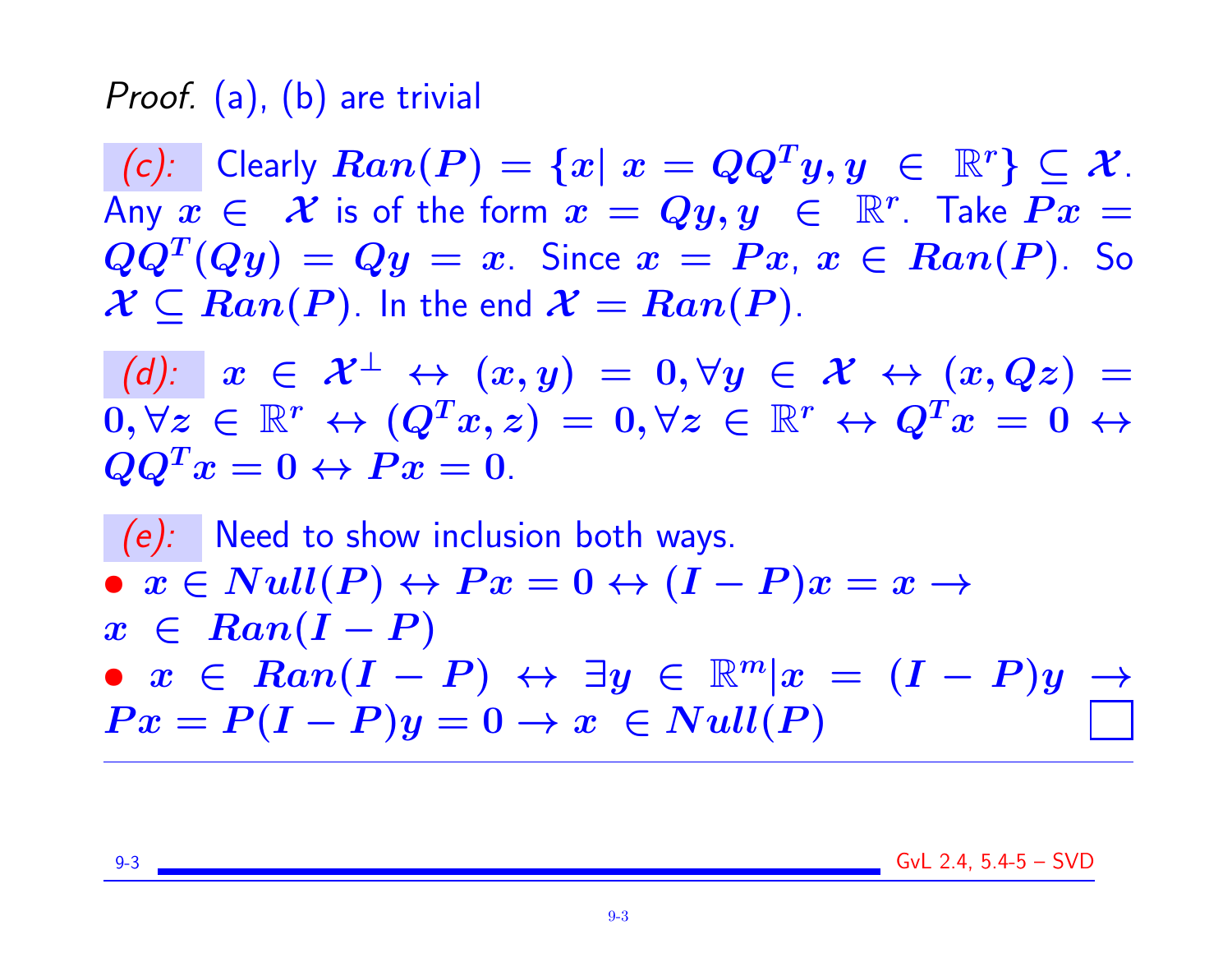*Proof.* (a), (b) are trivial

*(c):* Clearly $Ran(P) = \{x |\ x = QQ^T y, y \in \mathbb{R}^r\} \subseteq \mathcal{X}$. Any $x \in \mathcal{X}$ is of the form $x = Qy, y \in \mathbb{R}^r$. Take $Px = QQ^T(Qy) = Qy = x$. Since $x = Px$, $x \in Ran(P)$. So $\mathcal{X} \subseteq Ran(P)$. In the end $\mathcal{X} = Ran(P)$.

*(d):* $x \in \mathcal{X}^\perp \leftrightarrow (x, y) = 0, \forall y \in \mathcal{X} \leftrightarrow (x, Qz) = 0, \forall z \in \mathbb{R}^r \leftrightarrow (Q^T x, z) = 0, \forall z \in \mathbb{R}^r \leftrightarrow Q^T x = 0 \leftrightarrow QQ^T x = 0 \leftrightarrow Px = 0$.

*(e):* Need to show inclusion both ways.

- $x \in Null(P) \leftrightarrow Px = 0 \leftrightarrow (I - P)x = x \rightarrow x \in Ran(I - P)$
- $x \in Ran(I - P) \leftrightarrow \exists y \in \mathbb{R}^m | x = (I - P)y \rightarrow Px = P(I - P)y = 0 \rightarrow x \in Null(P)$ □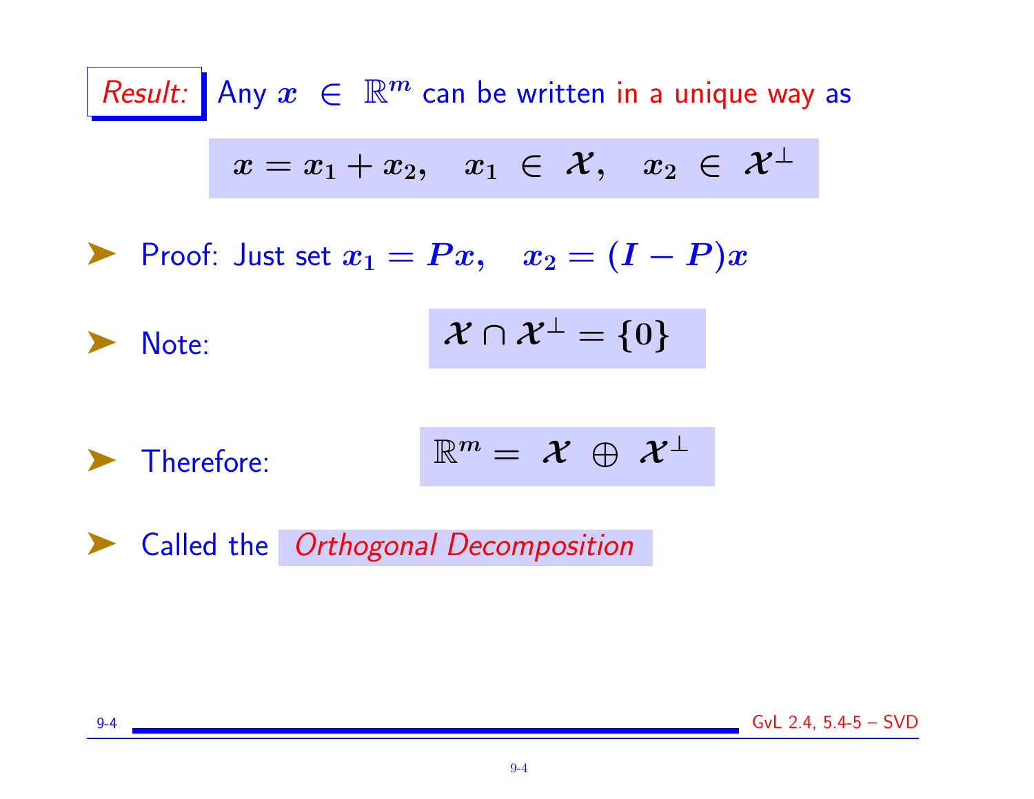*Result:* Any $x \in \mathbb{R}^m$ can be written in a unique way as

$$x = x_1 + x_2, \quad x_1 \in \mathcal{X}, \quad x_2 \in \mathcal{X}^\perp$$

- Proof: Just set $x_1 = Px, \quad x_2 = (I - P)x$

- Note: $$\mathcal{X} \cap \mathcal{X}^\perp = \{0\}$$

- Therefore: $$\mathbb{R}^m = \mathcal{X} \oplus \mathcal{X}^\perp$$

- Called the *Orthogonal Decomposition*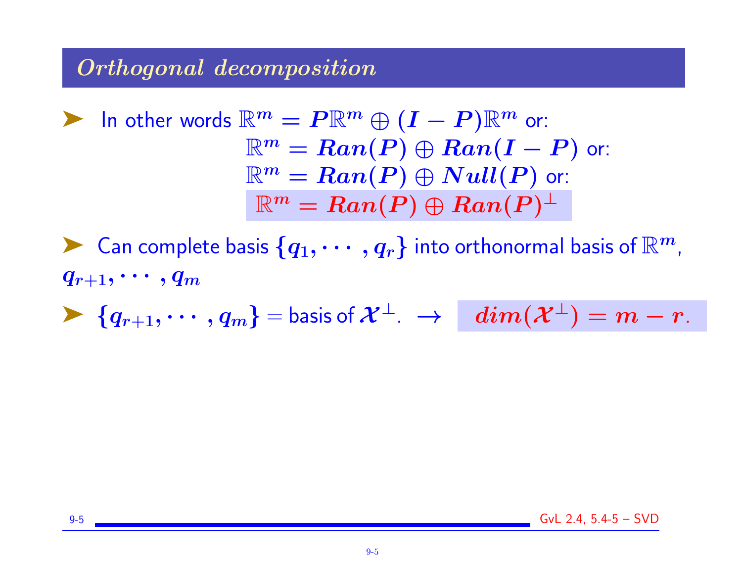## *Orthogonal decomposition*

- In other words $\mathbb{R}^m = P\mathbb{R}^m \oplus (I - P)\mathbb{R}^m$ or:

$$\mathbb{R}^m = Ran(P) \oplus Ran(I - P) \text{ or:}$$

$$\mathbb{R}^m = Ran(P) \oplus Null(P) \text{ or:}$$

$$\mathbb{R}^m = Ran(P) \oplus Ran(P)^\perp$$

- Can complete basis $\{q_1, \cdots, q_r\}$ into orthonormal basis of $\mathbb{R}^m$, $q_{r+1}, \cdots, q_m$
- $\{q_{r+1}, \cdots, q_m\}$ = basis of $\mathcal{X}^\perp$. $\rightarrow$ $dim(\mathcal{X}^\perp) = m - r$.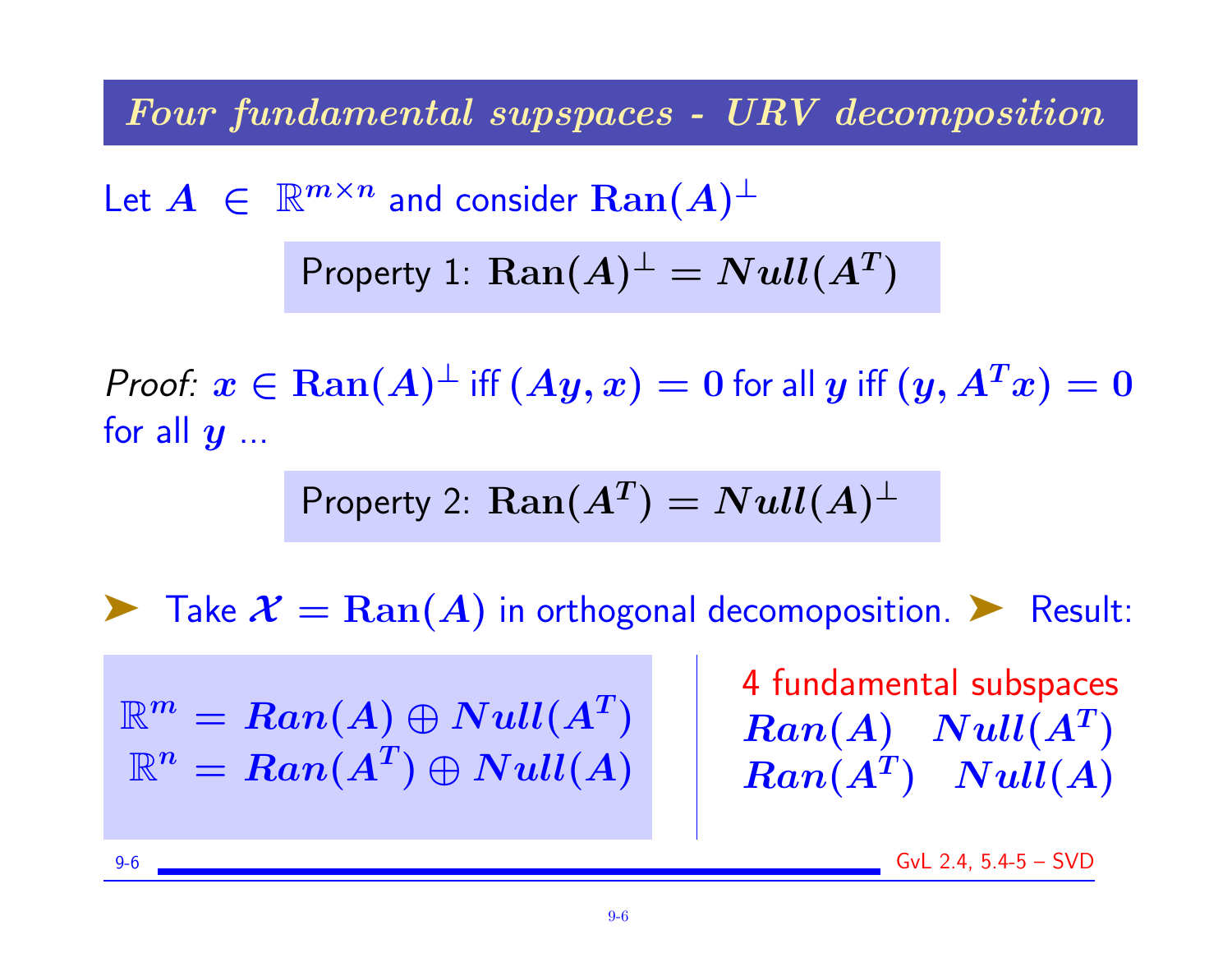## Four fundamental supspaces - URV decomposition

Let $A \in \mathbb{R}^{m\times n}$ and consider $\mathbf{Ran}(A)^{\perp}$

> Property 1: $\mathbf{Ran}(A)^{\perp} = Null(A^T)$

*Proof:* $x \in \mathbf{Ran}(A)^{\perp}$ iff $(Ay, x) = 0$ for all $y$ iff $(y, A^T x) = 0$ for all $y$ ...

> Property 2: $\mathbf{Ran}(A^T) = Null(A)^{\perp}$

➤ Take $\mathcal{X} = \mathbf{Ran}(A)$ in orthogonal decomoposition. ➤ Result:

$$\mathbb{R}^m = Ran(A) \oplus Null(A^T)$$
$$\mathbb{R}^n = Ran(A^T) \oplus Null(A)$$

4 fundamental subspaces

$Ran(A) \quad Null(A^T)$

$Ran(A^T) \quad Null(A)$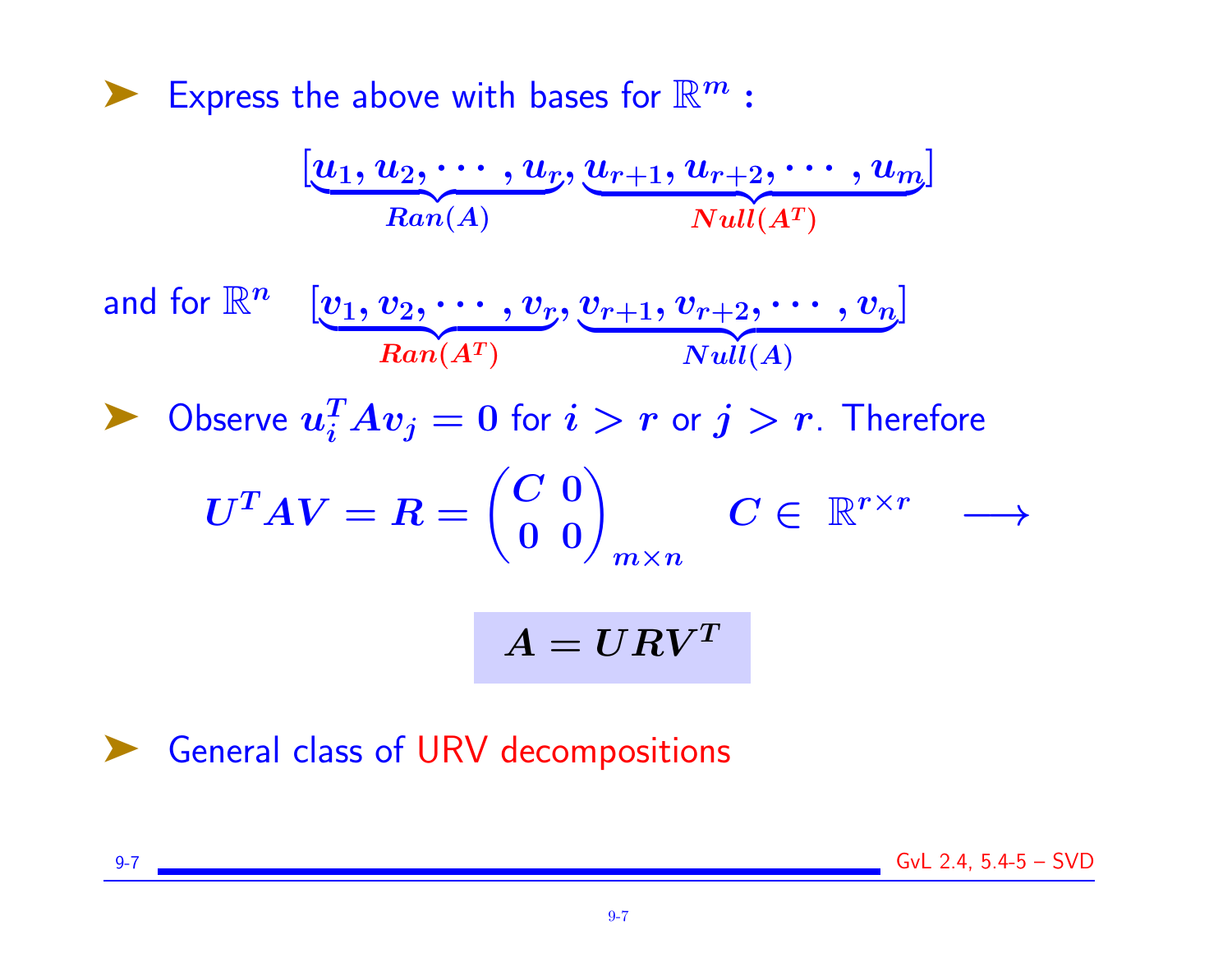- Express the above with bases for $\mathbb{R}^m$ :

$$[\underbrace{u_1, u_2, \cdots, u_r}_{Ran(A)}, \underbrace{u_{r+1}, u_{r+2}, \cdots, u_m}_{Null(A^T)}]$$

and for $\mathbb{R}^n$ $\quad [\underbrace{v_1, v_2, \cdots, v_r}_{Ran(A^T)}, \underbrace{v_{r+1}, v_{r+2}, \cdots, v_n}_{Null(A)}]$

- Observe $u_i^T A v_j = 0$ for $i > r$ or $j > r$. Therefore

$$U^T A V = R = \begin{pmatrix} C & 0 \\ 0 & 0 \end{pmatrix}_{m \times n} \quad C \in \mathbb{R}^{r \times r} \quad \longrightarrow$$

$$\boxed{A = URV^T}$$

- General class of URV decompositions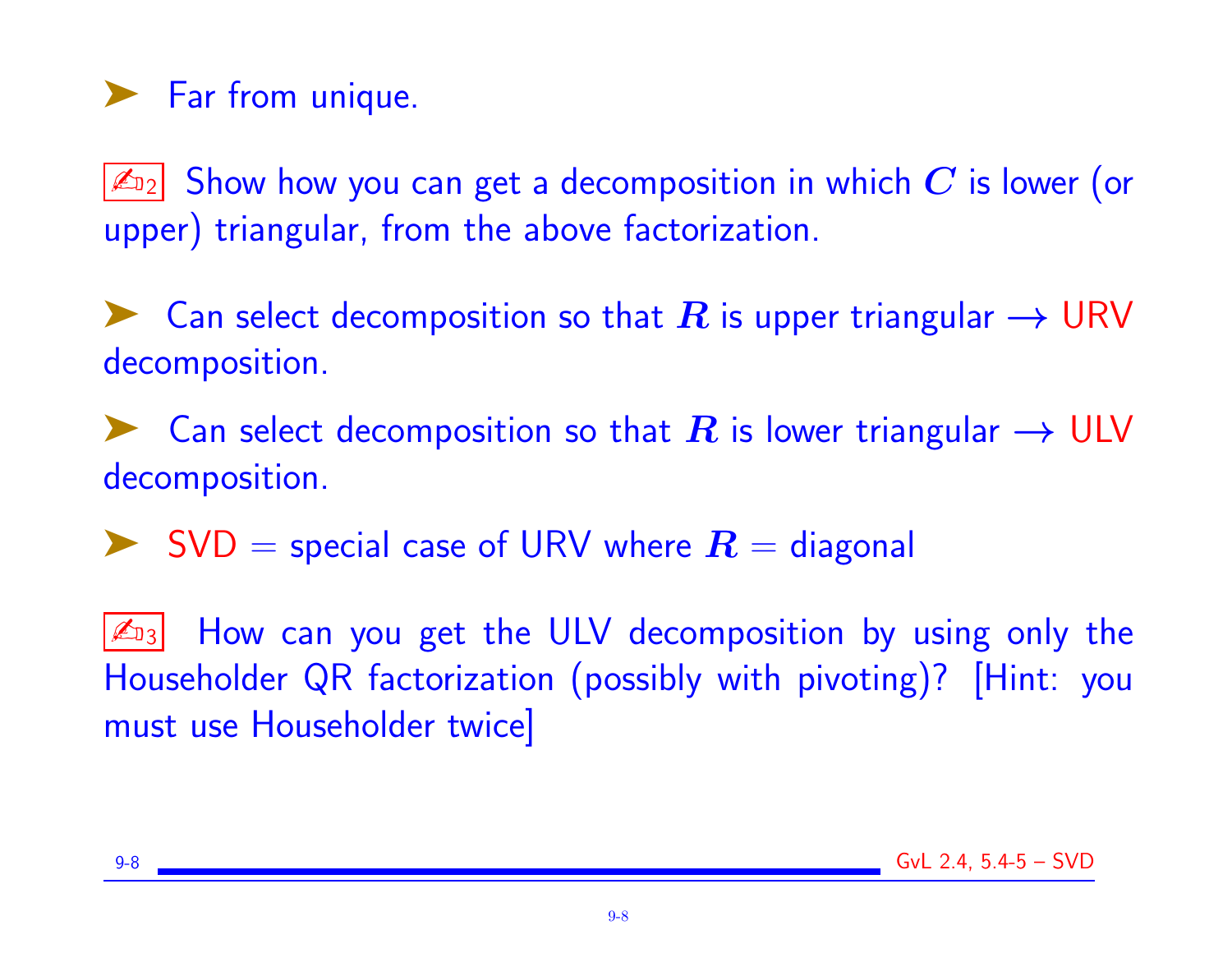- Far from unique.

✍[2] Show how you can get a decomposition in which $C$ is lower (or upper) triangular, from the above factorization.

- Can select decomposition so that $R$ is upper triangular $\rightarrow$ URV decomposition.

- Can select decomposition so that $R$ is lower triangular $\rightarrow$ ULV decomposition.

- SVD = special case of URV where $R$ = diagonal

✍[3] How can you get the ULV decomposition by using only the Householder QR factorization (possibly with pivoting)? [Hint: you must use Householder twice]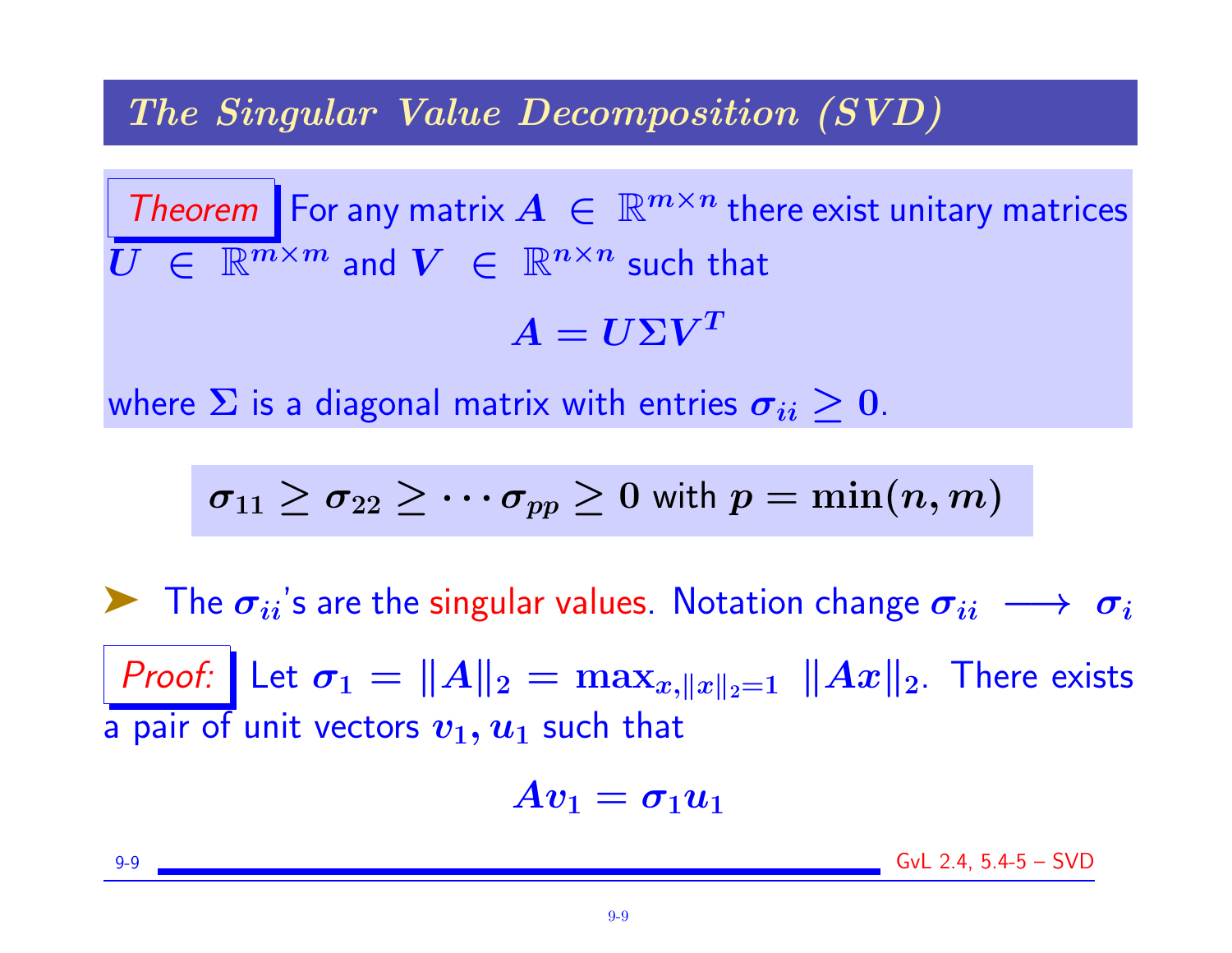# The Singular Value Decomposition (SVD)

*Theorem* For any matrix $A \in \mathbb{R}^{m \times n}$ there exist unitary matrices $U \in \mathbb{R}^{m \times m}$ and $V \in \mathbb{R}^{n \times n}$ such that

$$A = U \Sigma V^T$$

where $\Sigma$ is a diagonal matrix with entries $\sigma_{ii} \geq 0$.

$$\sigma_{11} \geq \sigma_{22} \geq \cdots \sigma_{pp} \geq 0 \text{ with } p = \min(n, m)$$

- The $\sigma_{ii}$'s are the singular values. Notation change $\sigma_{ii} \longrightarrow \sigma_i$

*Proof:* Let $\sigma_1 = \|A\|_2 = \max_{x, \|x\|_2 = 1} \|Ax\|_2$. There exists a pair of unit vectors $v_1, u_1$ such that

$$Av_1 = \sigma_1 u_1$$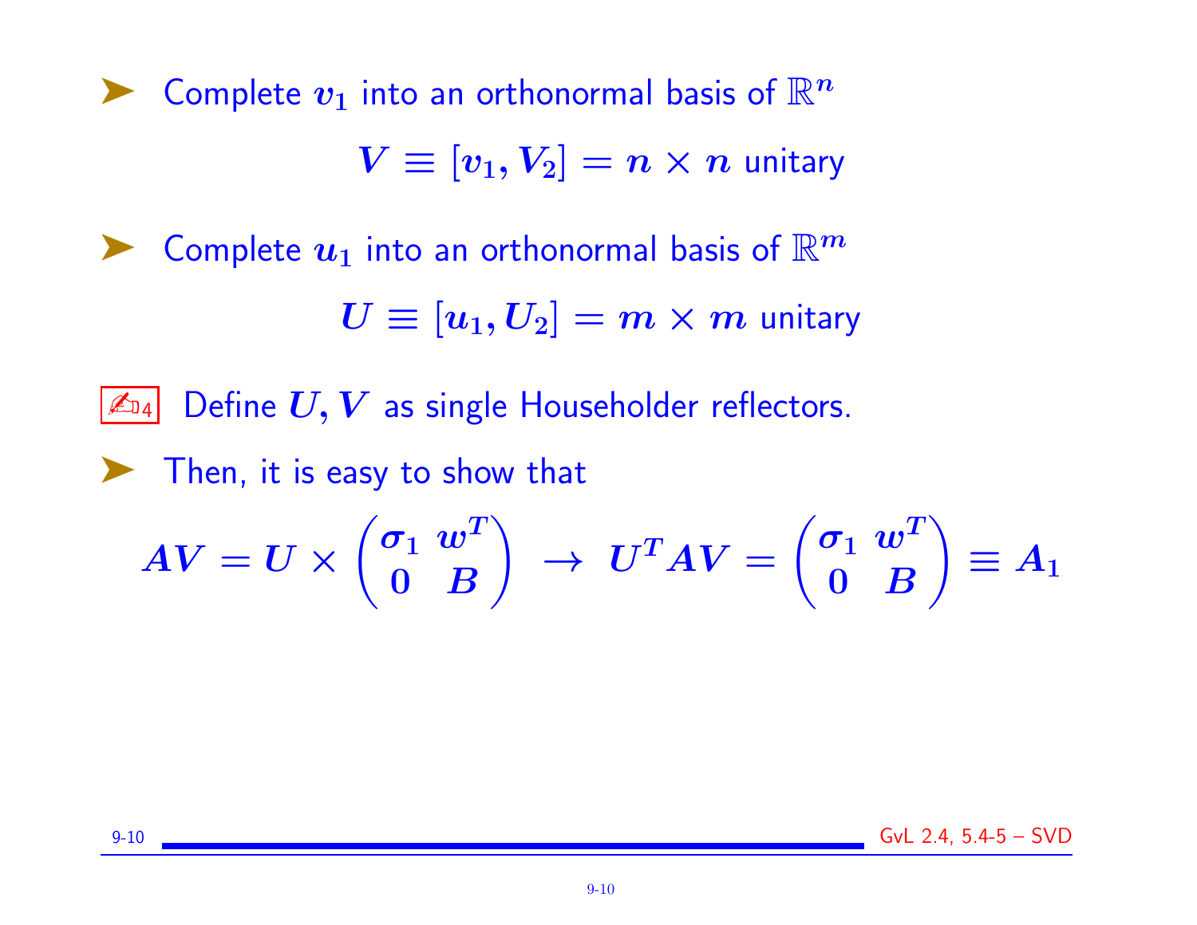- Complete $v_1$ into an orthonormal basis of $\mathbb{R}^n$

$$V \equiv [v_1, V_2] = n \times n \text{ unitary}$$

- Complete $u_1$ into an orthonormal basis of $\mathbb{R}^m$

$$U \equiv [u_1, U_2] = m \times m \text{ unitary}$$

✍4 Define $U, V$ as single Householder reflectors.

- Then, it is easy to show that

$$AV = U \times \begin{pmatrix} \sigma_1 & w^T \\ 0 & B \end{pmatrix} \rightarrow U^T AV = \begin{pmatrix} \sigma_1 & w^T \\ 0 & B \end{pmatrix} \equiv A_1$$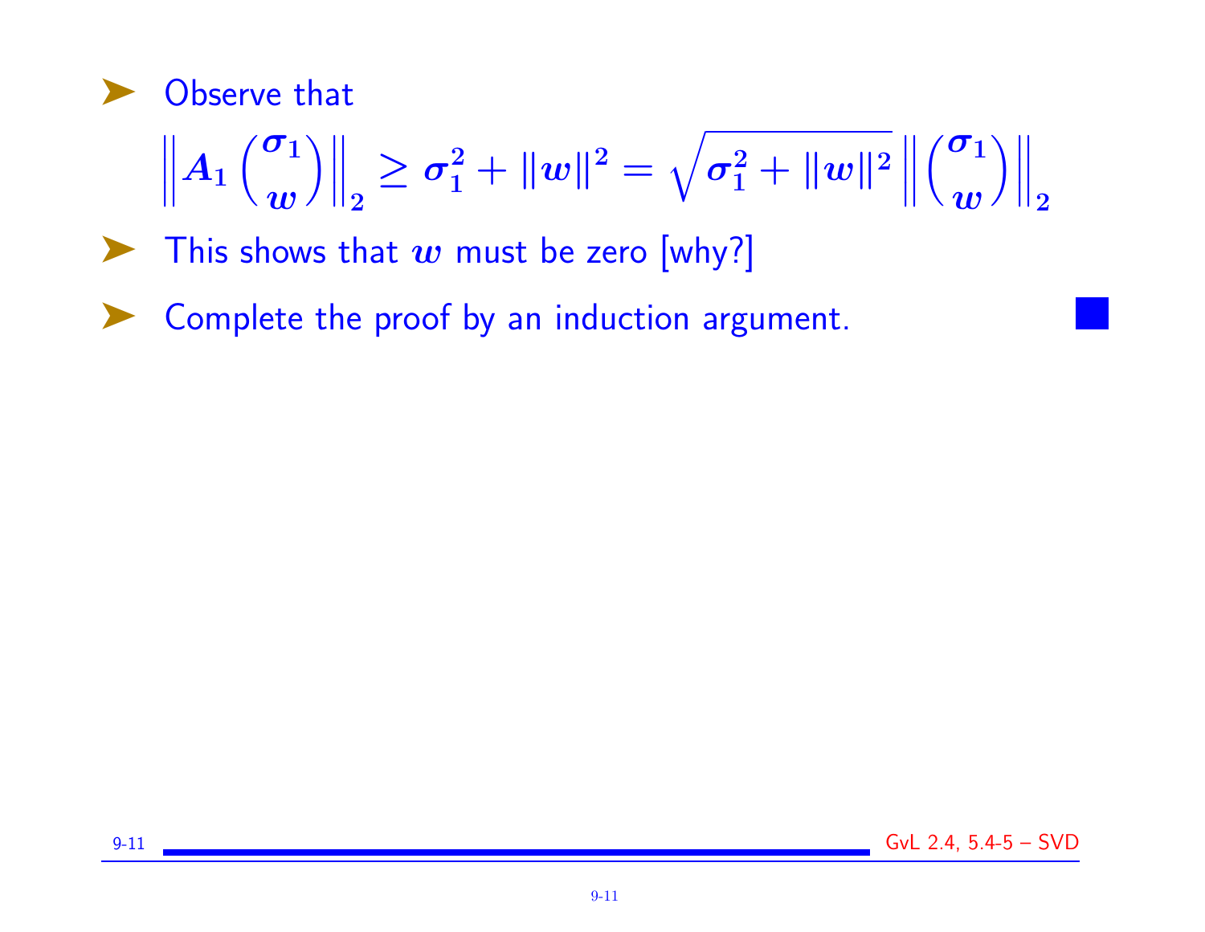- Observe that

$$\left\| A_1 \begin{pmatrix} \sigma_1 \\ w \end{pmatrix} \right\|_2 \geq \sigma_1^2 + \|w\|^2 = \sqrt{\sigma_1^2 + \|w\|^2} \left\| \begin{pmatrix} \sigma_1 \\ w \end{pmatrix} \right\|_2$$

- This shows that $w$ must be zero [why?]
- Complete the proof by an induction argument.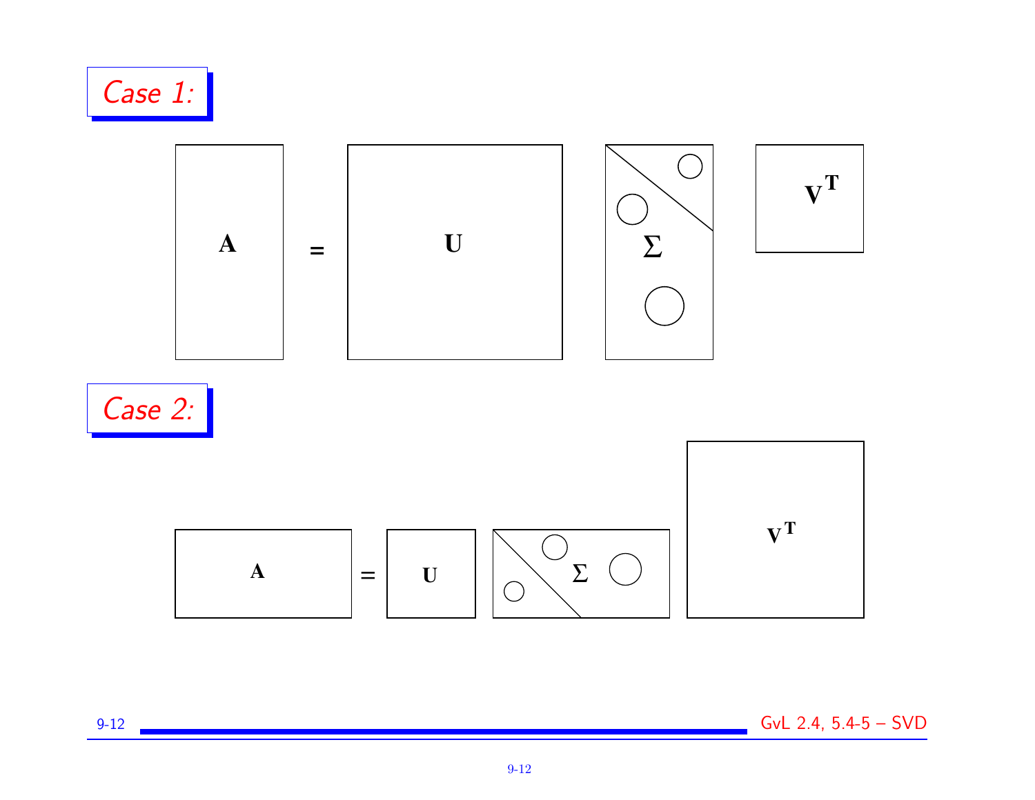## *Case 1:*

$$\mathbf{A} = \mathbf{U} \; \Sigma \; \mathbf{V}^T$$

## *Case 2:*

$$\mathbf{A} = \mathbf{U} \; \Sigma \; \mathbf{V}^T$$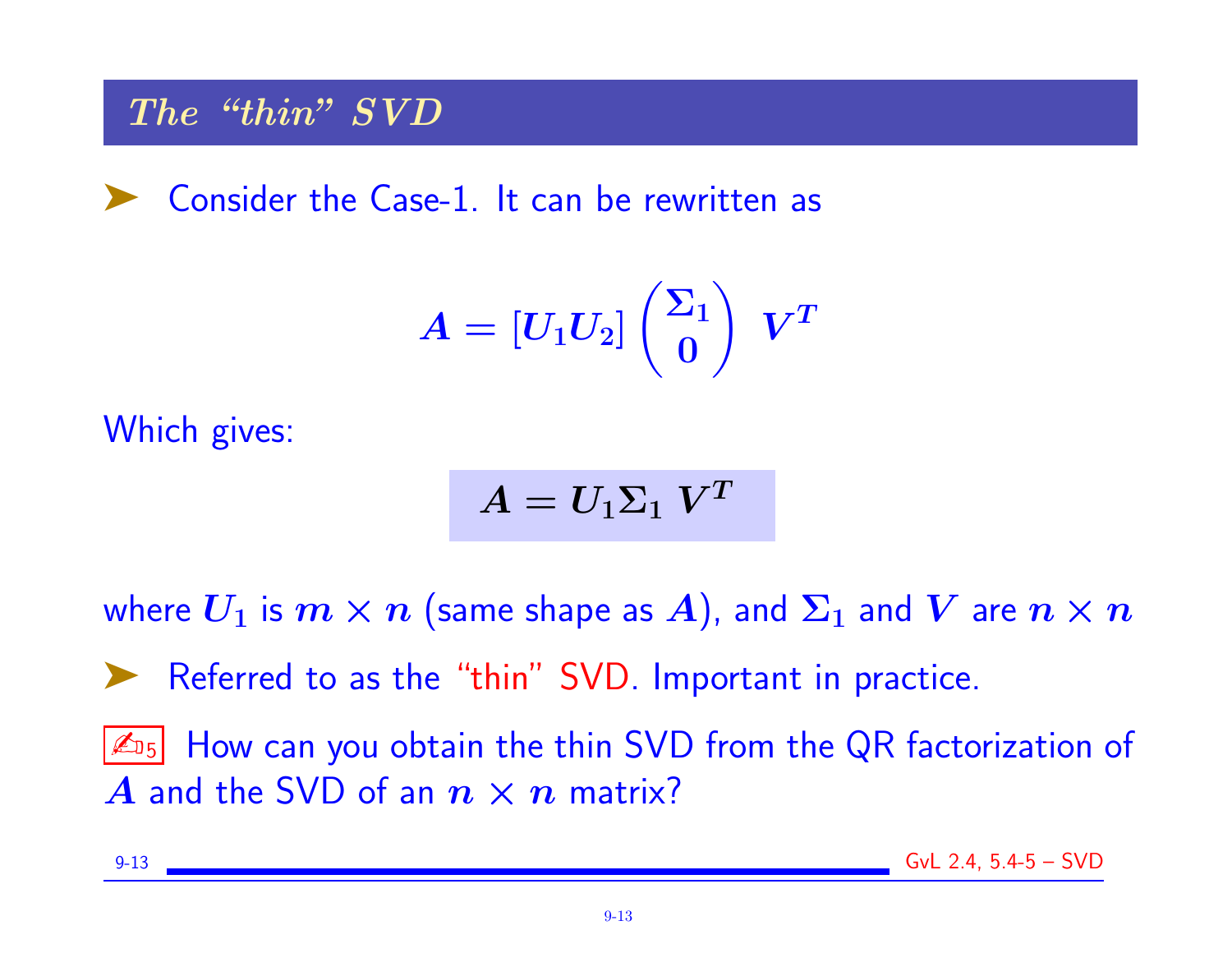## *The "thin" SVD*

➤ Consider the Case-1. It can be rewritten as

$$A = [U_1 U_2] \begin{pmatrix} \Sigma_1 \\ 0 \end{pmatrix} \; V^T$$

Which gives:

$$A = U_1 \Sigma_1 \; V^T$$

where $U_1$ is $m \times n$ (same shape as $A$), and $\Sigma_1$ and $V$ are $n \times n$

➤ Referred to as the "thin" SVD. Important in practice.

✍5 How can you obtain the thin SVD from the QR factorization of $A$ and the SVD of an $n \times n$ matrix?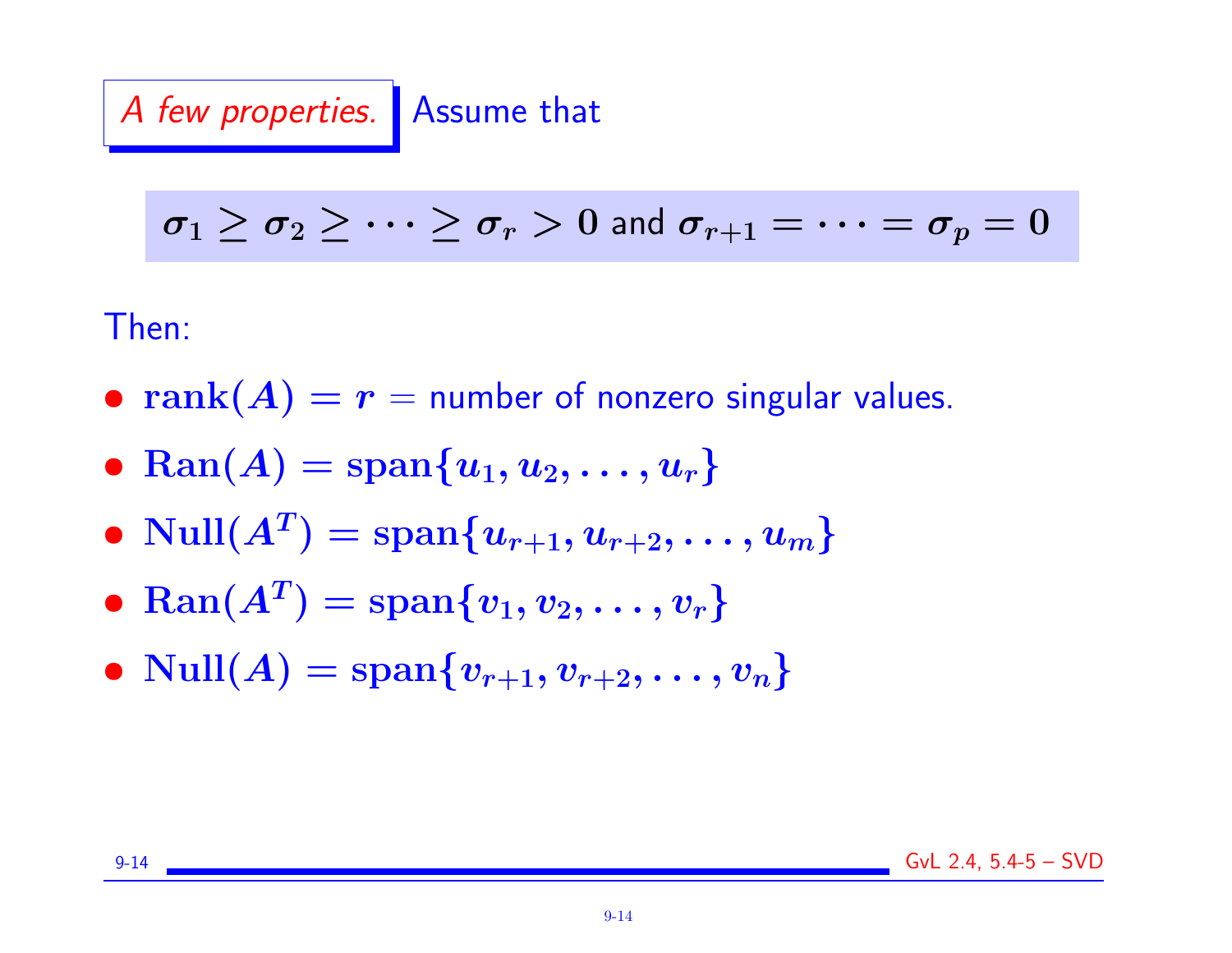*A few properties.* Assume that

$$\sigma_1 \geq \sigma_2 \geq \cdots \geq \sigma_r > 0 \text{ and } \sigma_{r+1} = \cdots = \sigma_p = 0$$

Then:

- $\textbf{rank}(A) = r$ = number of nonzero singular values.
- $\text{Ran}(A) = \text{span}\{u_1, u_2, \ldots, u_r\}$
- $\text{Null}(A^T) = \text{span}\{u_{r+1}, u_{r+2}, \ldots, u_m\}$
- $\text{Ran}(A^T) = \text{span}\{v_1, v_2, \ldots, v_r\}$
- $\text{Null}(A) = \text{span}\{v_{r+1}, v_{r+2}, \ldots, v_n\}$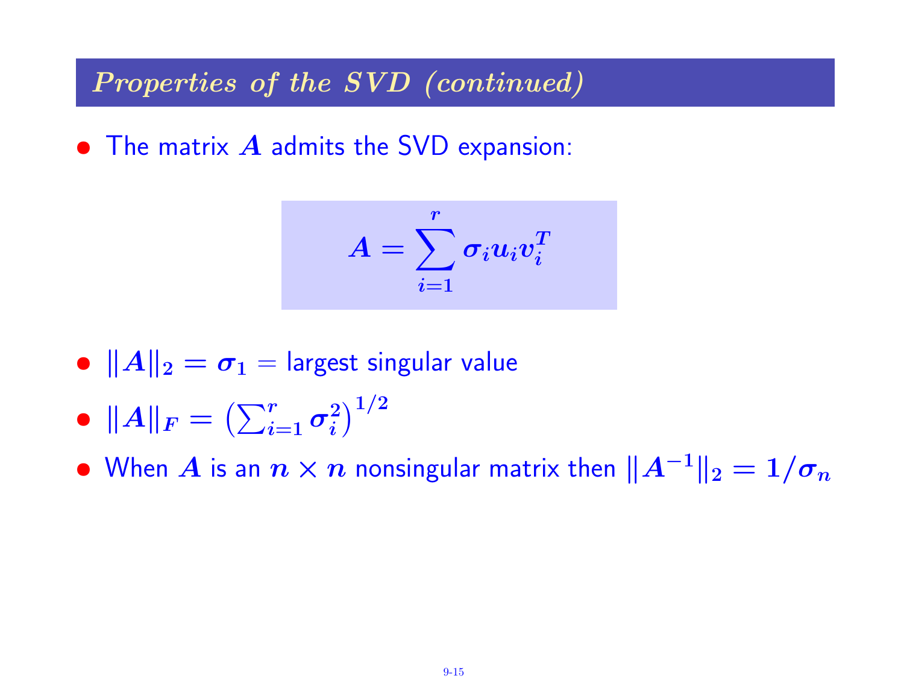## Properties of the SVD (continued)

- The matrix $A$ admits the SVD expansion:

$$A = \sum_{i=1}^{r} \sigma_i u_i v_i^T$$

- $\|A\|_2 = \sigma_1$ = largest singular value
- $\|A\|_F = \left(\sum_{i=1}^{r} \sigma_i^2\right)^{1/2}$
- When $A$ is an $n \times n$ nonsingular matrix then $\|A^{-1}\|_2 = 1/\sigma_n$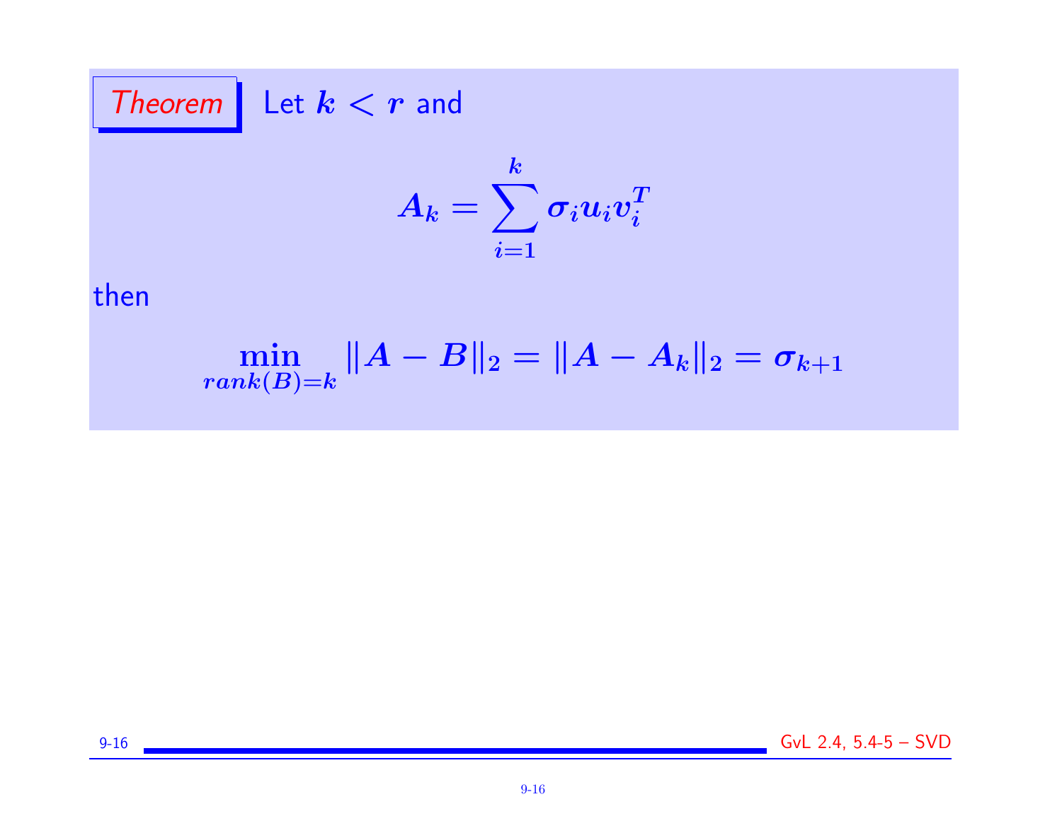*Theorem* Let $k < r$ and

$$A_k = \sum_{i=1}^{k} \sigma_i u_i v_i^T$$

then

$$\min_{rank(B)=k} \|A - B\|_2 = \|A - A_k\|_2 = \sigma_{k+1}$$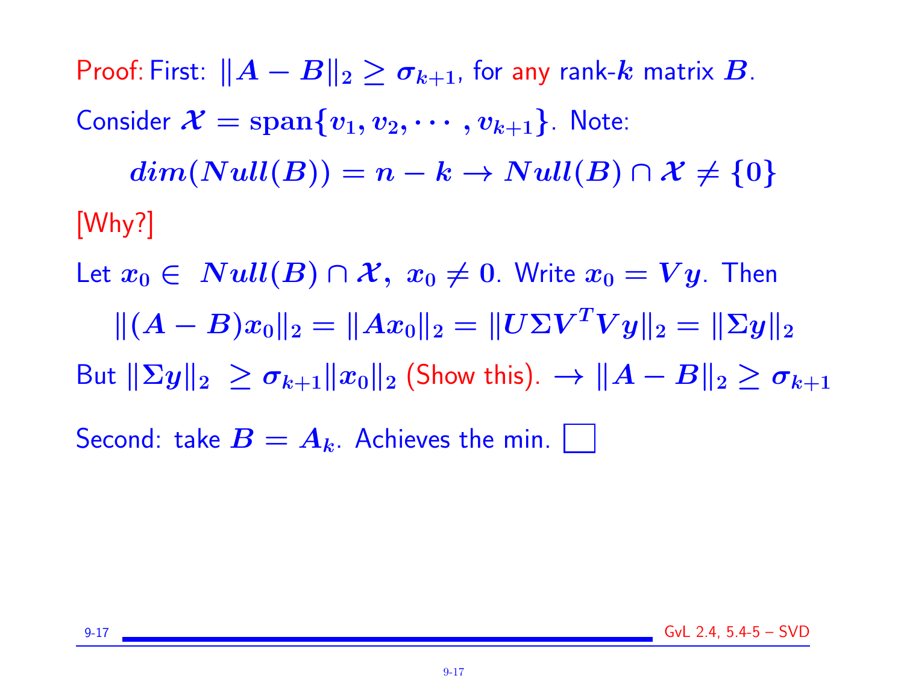Proof: First: $\|A - B\|_2 \geq \sigma_{k+1}$, for any rank-$k$ matrix $B$.

Consider $\mathcal{X} = \text{span}\{v_1, v_2, \cdots, v_{k+1}\}$. Note:

$$dim(Null(B)) = n - k \rightarrow Null(B) \cap \mathcal{X} \neq \{0\}$$

[Why?]

Let $x_0 \in Null(B) \cap \mathcal{X}, \ x_0 \neq 0$. Write $x_0 = Vy$. Then

$$\|(A - B)x_0\|_2 = \|Ax_0\|_2 = \|U\Sigma V^T V y\|_2 = \|\Sigma y\|_2$$

But $\|\Sigma y\|_2 \geq \sigma_{k+1}\|x_0\|_2$ (Show this). $\rightarrow \|A - B\|_2 \geq \sigma_{k+1}$

Second: take $B = A_k$. Achieves the min. $\square$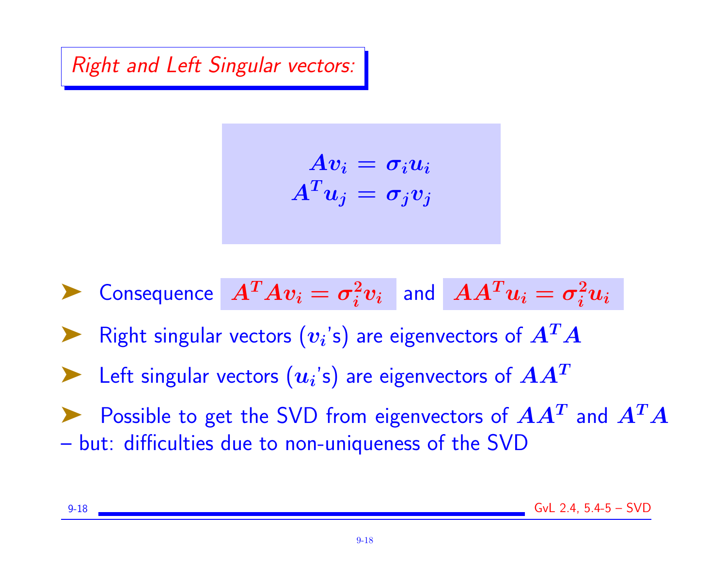## *Right and Left Singular vectors:*

$$A v_i = \sigma_i u_i$$
$$A^T u_j = \sigma_j v_j$$

- Consequence $A^T A v_i = \sigma_i^2 v_i$ and $A A^T u_i = \sigma_i^2 u_i$
- Right singular vectors ($v_i$'s) are eigenvectors of $A^T A$
- Left singular vectors ($u_i$'s) are eigenvectors of $A A^T$
- Possible to get the SVD from eigenvectors of $AA^T$ and $A^T A$ – but: difficulties due to non-uniqueness of the SVD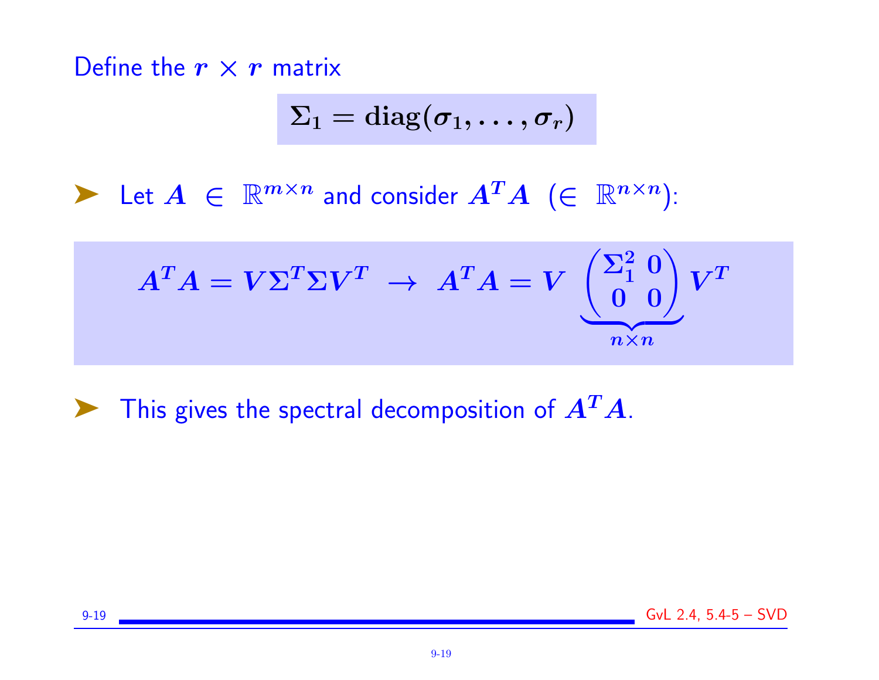Define the $r \times r$ matrix

$$\Sigma_1 = \mathbf{diag}(\sigma_1, \ldots, \sigma_r)$$

- Let $A \in \mathbb{R}^{m \times n}$ and consider $A^T A$ ($\in \mathbb{R}^{n \times n}$):

$$A^T A = V \Sigma^T \Sigma V^T \rightarrow A^T A = V \underbrace{\begin{pmatrix} \Sigma_1^2 & 0 \\ 0 & 0 \end{pmatrix}}_{n \times n} V^T$$

- This gives the spectral decomposition of $A^T A$.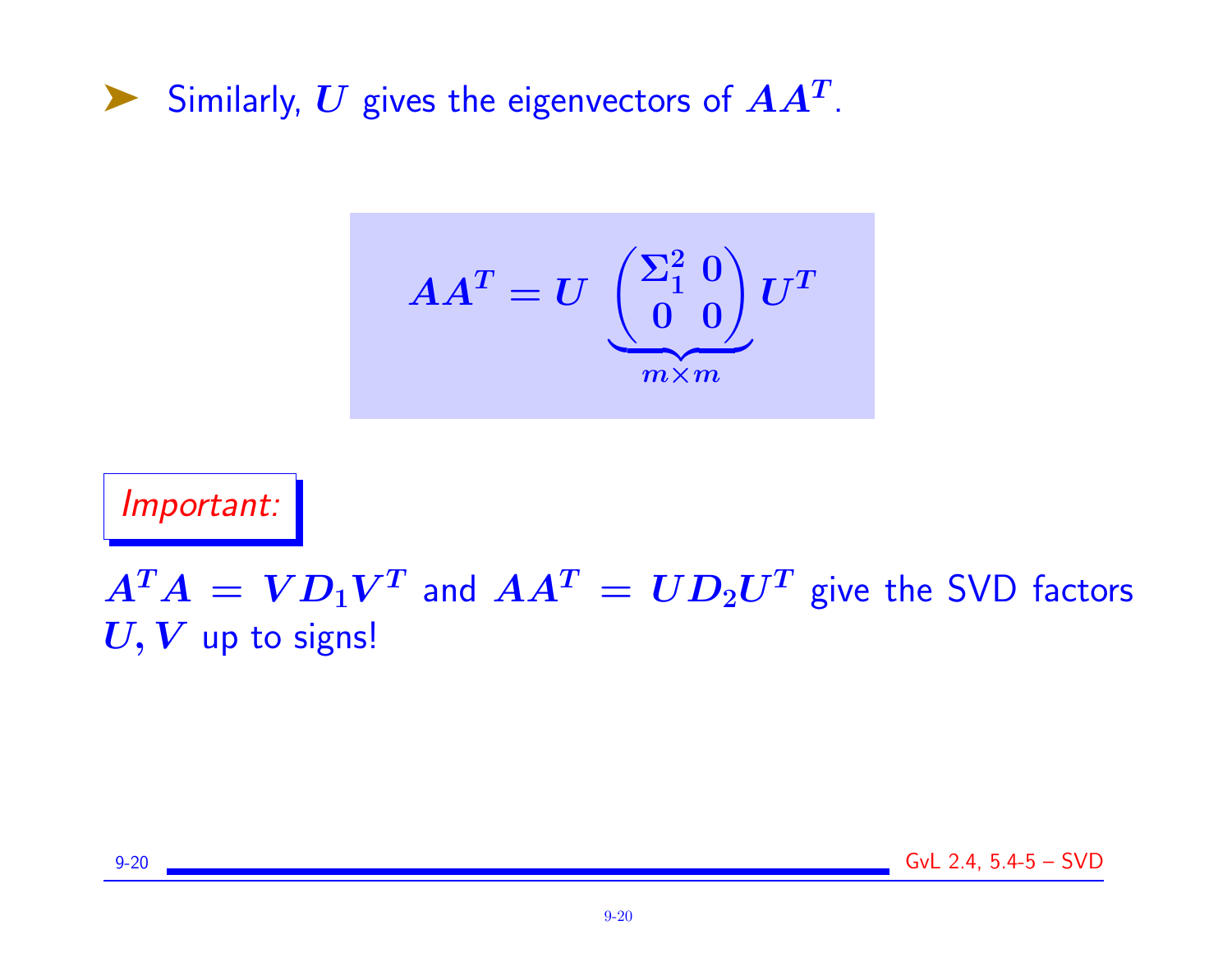- Similarly, $U$ gives the eigenvectors of $AA^T$.

$$AA^T = U \underbrace{\begin{pmatrix} \Sigma_1^2 & 0 \\ 0 & 0 \end{pmatrix}}_{m\times m} U^T$$

*Important:*

$A^TA = VD_1V^T$ and $AA^T = UD_2U^T$ give the SVD factors $U, V$ up to signs!